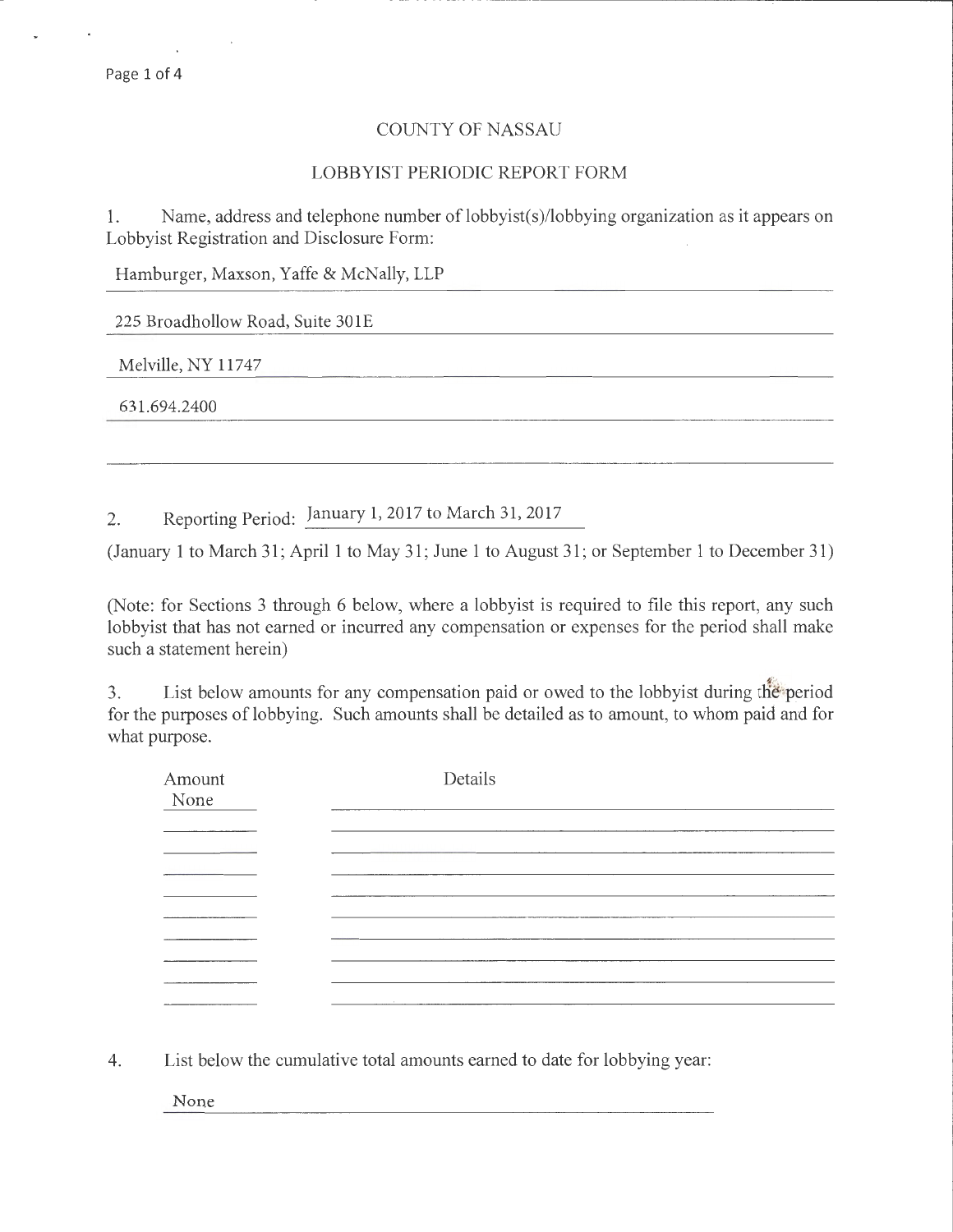# COUNTY OF NASSAU

## LOBBYIST PERIODIC REPORT FORM

1. Name, address and telephone number of lobbyist(s)/lobbying organization as it appears on Lobbyist Registration and Disclosure Form:

Hamburger, Maxson, Yaffe & McNally, LLP

225 Broadhollow Road, Suite 301E

Melville, NY 11747

631.694.2400

2. Reporting Period: January 1, 2017 to March 31, 2017

(January 1 to March 31; April 1 to May 31; June 1 to August 31; or September 1 to December 31)

(Note: for Sections 3 through 6 below, where a lobbyist is required to file this report, any such lobbyist that has not earned or incurred any compensation or expenses for the period shall make such a statement herein)

3. List below amounts for any compensation paid or owed to the lobbyist during the period for the purposes of lobbying. Such amounts shall be detailed as to amount, to whom paid and for what purpose.

| Amount | Details |
|---|---|
| None | |

4. List below the cumulative total amounts earned to date for lobbying year:

None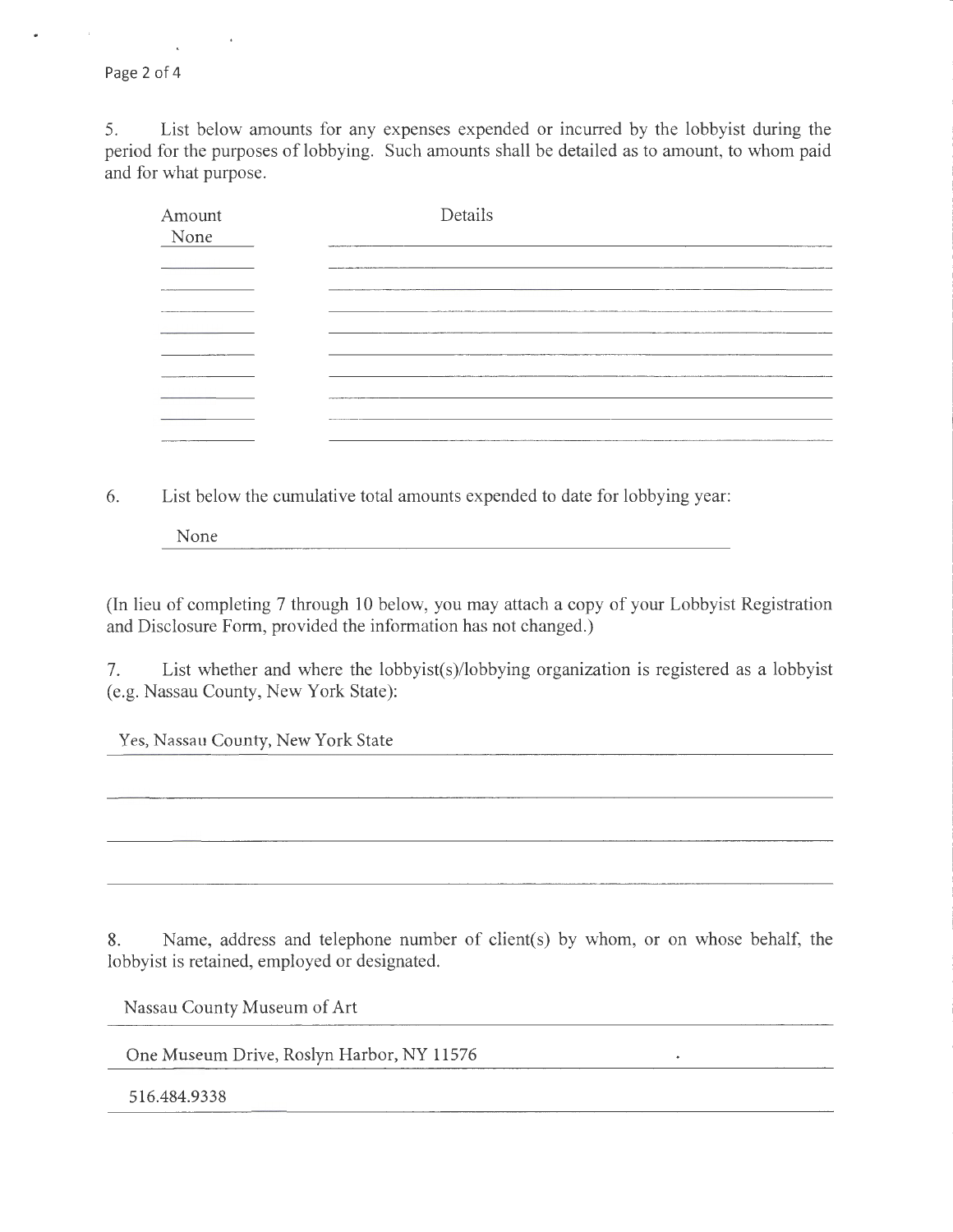5. List below amounts for any expenses expended or incurred by the lobbyist during the period for the purposes of lobbying. Such amounts shall be detailed as to amount, to whom paid and for what purpose.

| Amount | Details |
|---|---|
| None | |

6. List below the cumulative total amounts expended to date for lobbying year:

None

(In lieu of completing 7 through 10 below, you may attach a copy of your Lobbyist Registration and Disclosure Form, provided the information has not changed.)

7. List whether and where the lobbyist(s)/lobbying organization is registered as a lobbyist (e.g. Nassau County, New York State):

Yes, Nassau County, New York State

8. Name, address and telephone number of client(s) by whom, or on whose behalf, the lobbyist is retained, employed or designated.

Nassau County Museum of Art

One Museum Drive, Roslyn Harbor, NY 11576

516.484.9338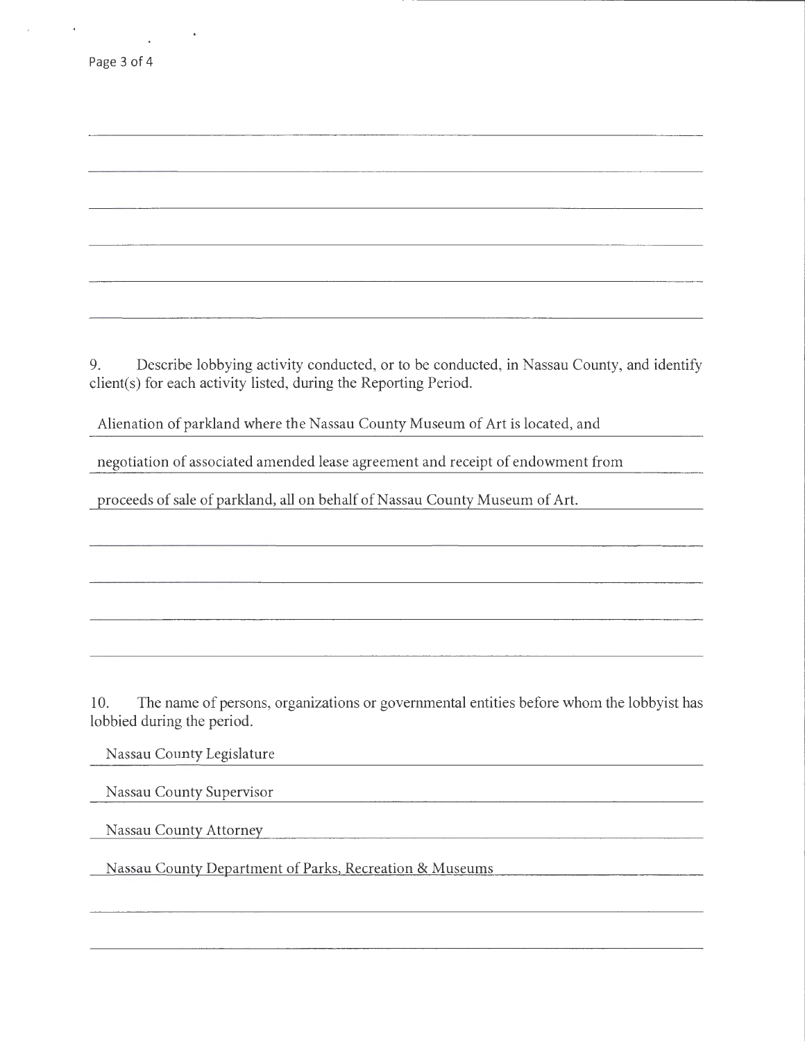9. Describe lobbying activity conducted, or to be conducted, in Nassau County, and identify client(s) for each activity listed, during the Reporting Period.

Alienation of parkland where the Nassau County Museum of Art is located, and negotiation of associated amended lease agreement and receipt of endowment from proceeds of sale of parkland, all on behalf of Nassau County Museum of Art.

10. The name of persons, organizations or governmental entities before whom the lobbyist has lobbied during the period.

Nassau County Legislature

Nassau County Supervisor

Nassau County Attorney

Nassau County Department of Parks, Recreation & Museums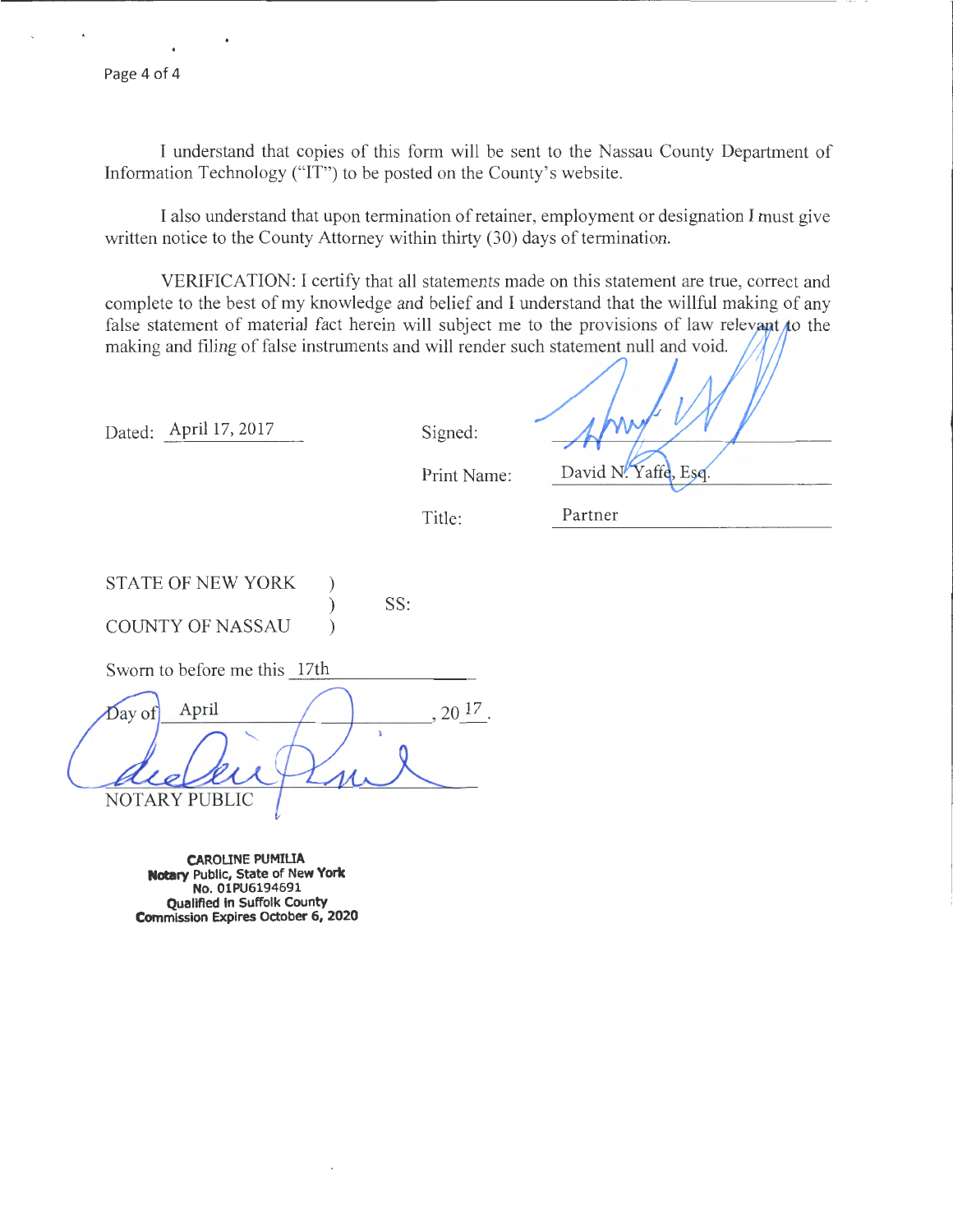I understand that copies of this form will be sent to the Nassau County Department of Information Technology ("IT") to be posted on the County's website.

I also understand that upon termination of retainer, employment or designation I must give written notice to the County Attorney within thirty (30) days of termination.

VERIFICATION: I certify that all statements made on this statement are true, correct and complete to the best of my knowledge and belief and I understand that the willful making of any false statement of material fact herein will subject me to the provisions of law relevant to the making and filing of false instruments and will render such statement null and void.

Dated: April 17, 2017

Signed: ______________________

Print Name: David N. Yaffe, Esq.

Title: Partner

STATE OF NEW YORK )
) SS:
COUNTY OF NASSAU )

Sworn to before me this 17th Day of April, 20 17.

______________________
NOTARY PUBLIC

**CAROLINE PUMILIA**
**Notary Public, State of New York**
**No. 01PU6194691**
**Qualified in Suffolk County**
**Commission Expires October 6, 2020**